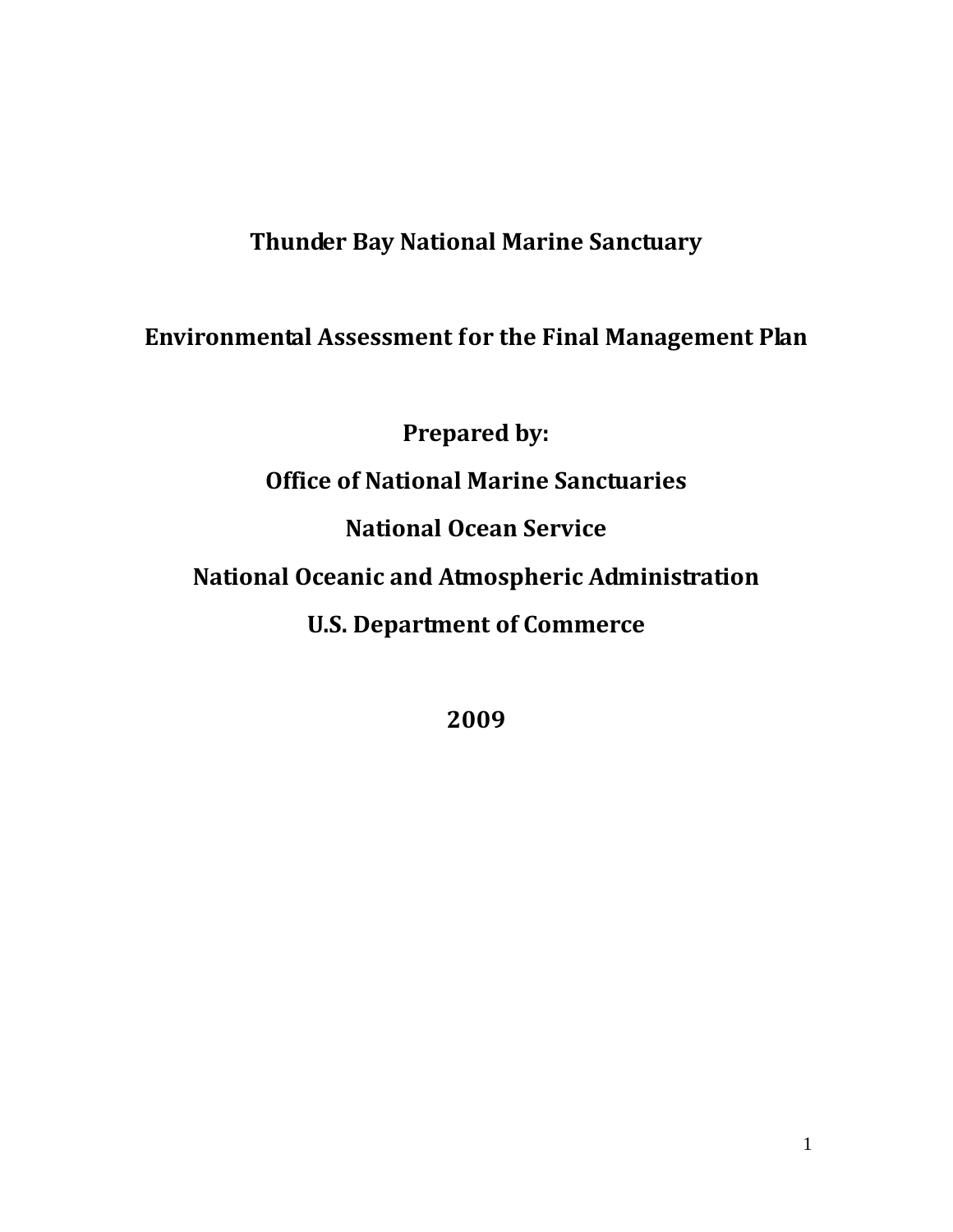# Thunder Bay National Marine Sanctuary

## Environmental Assessment for the Final Management Plan

**Prepared by:**

**Office of National Marine Sanctuaries**

**National Ocean Service**

**National Oceanic and Atmospheric Administration**

**U.S. Department of Commerce**

**2009**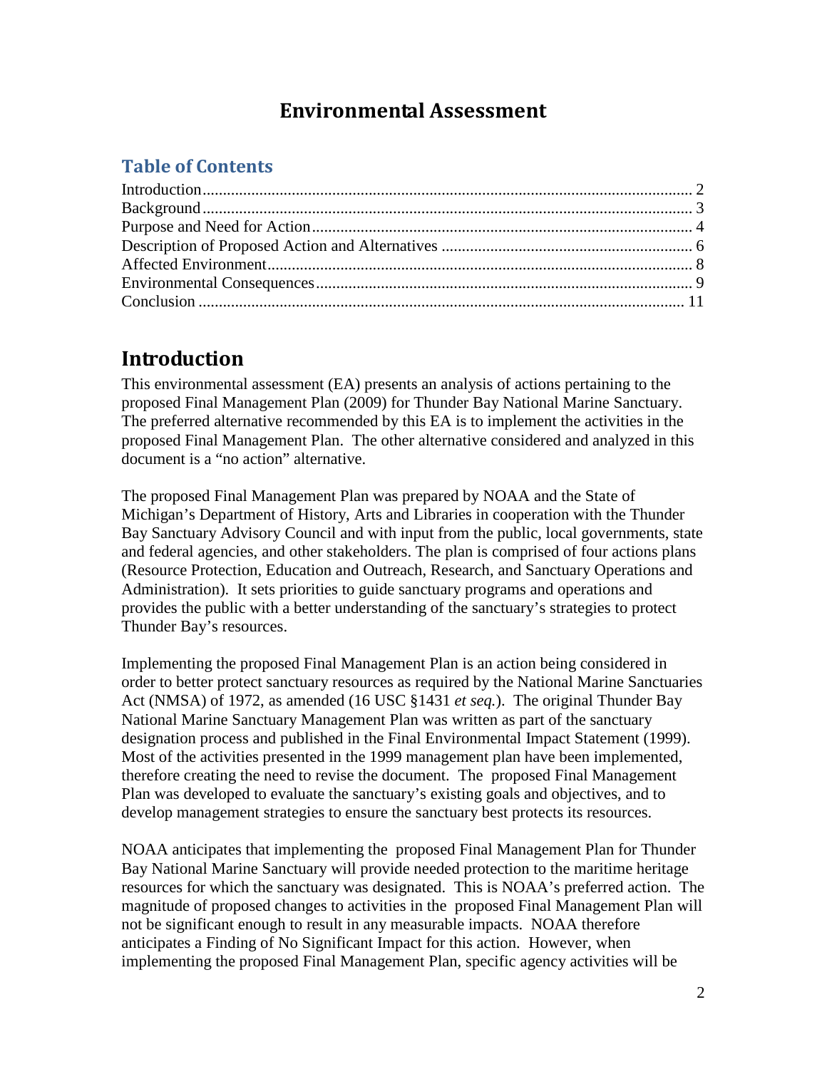# Environmental Assessment

## Table of Contents

Introduction ........ 2
Background ........ 3
Purpose and Need for Action ........ 4
Description of Proposed Action and Alternatives ........ 6
Affected Environment ........ 8
Environmental Consequences ........ 9
Conclusion ........ 11

# Introduction

This environmental assessment (EA) presents an analysis of actions pertaining to the proposed Final Management Plan (2009) for Thunder Bay National Marine Sanctuary. The preferred alternative recommended by this EA is to implement the activities in the proposed Final Management Plan. The other alternative considered and analyzed in this document is a "no action" alternative.

The proposed Final Management Plan was prepared by NOAA and the State of Michigan's Department of History, Arts and Libraries in cooperation with the Thunder Bay Sanctuary Advisory Council and with input from the public, local governments, state and federal agencies, and other stakeholders. The plan is comprised of four actions plans (Resource Protection, Education and Outreach, Research, and Sanctuary Operations and Administration). It sets priorities to guide sanctuary programs and operations and provides the public with a better understanding of the sanctuary's strategies to protect Thunder Bay's resources.

Implementing the proposed Final Management Plan is an action being considered in order to better protect sanctuary resources as required by the National Marine Sanctuaries Act (NMSA) of 1972, as amended (16 USC §1431 *et seq.*). The original Thunder Bay National Marine Sanctuary Management Plan was written as part of the sanctuary designation process and published in the Final Environmental Impact Statement (1999). Most of the activities presented in the 1999 management plan have been implemented, therefore creating the need to revise the document. The proposed Final Management Plan was developed to evaluate the sanctuary's existing goals and objectives, and to develop management strategies to ensure the sanctuary best protects its resources.

NOAA anticipates that implementing the proposed Final Management Plan for Thunder Bay National Marine Sanctuary will provide needed protection to the maritime heritage resources for which the sanctuary was designated. This is NOAA's preferred action. The magnitude of proposed changes to activities in the proposed Final Management Plan will not be significant enough to result in any measurable impacts. NOAA therefore anticipates a Finding of No Significant Impact for this action. However, when implementing the proposed Final Management Plan, specific agency activities will be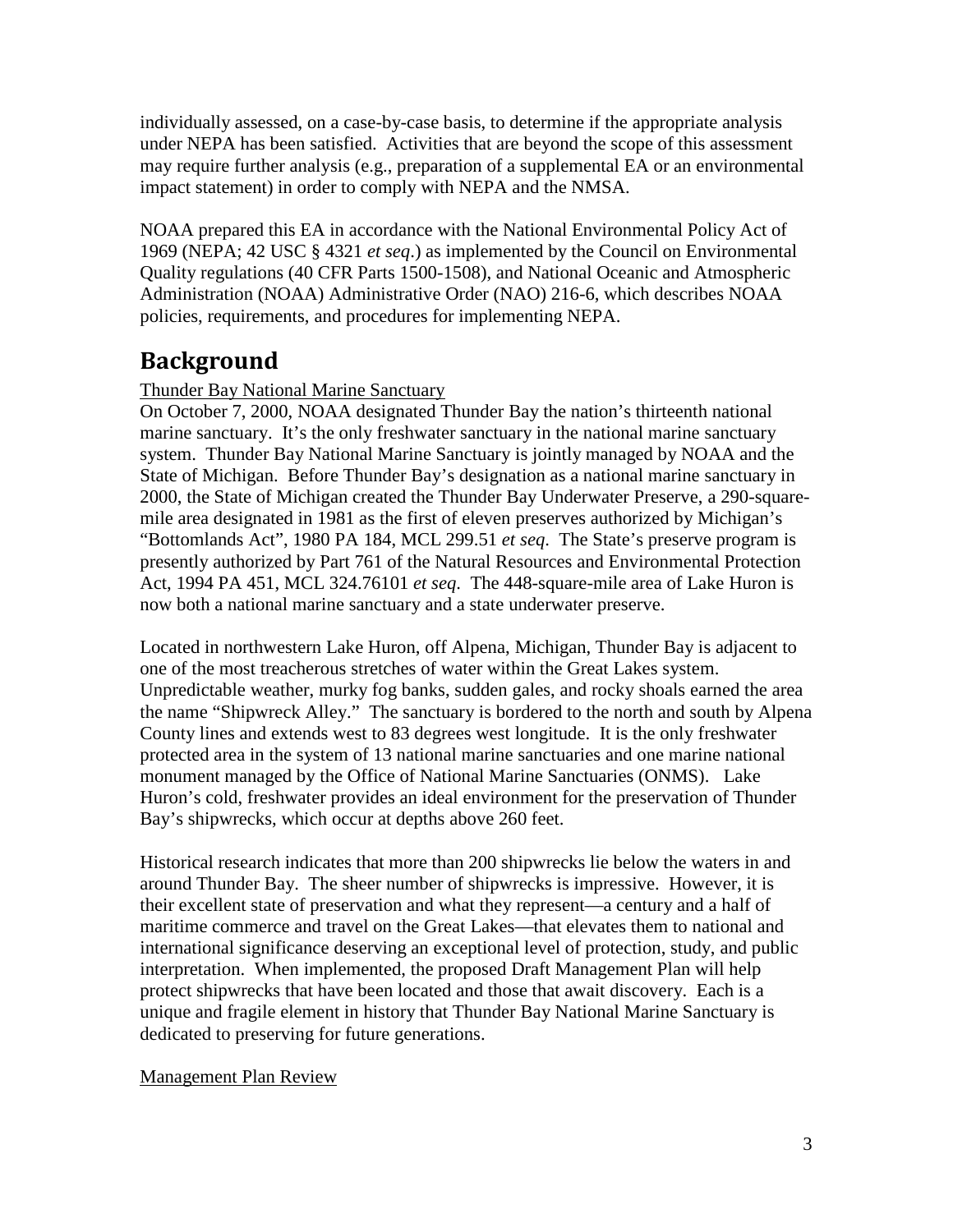individually assessed, on a case-by-case basis, to determine if the appropriate analysis under NEPA has been satisfied. Activities that are beyond the scope of this assessment may require further analysis (e.g., preparation of a supplemental EA or an environmental impact statement) in order to comply with NEPA and the NMSA.

NOAA prepared this EA in accordance with the National Environmental Policy Act of 1969 (NEPA; 42 USC § 4321 *et seq*.) as implemented by the Council on Environmental Quality regulations (40 CFR Parts 1500-1508), and National Oceanic and Atmospheric Administration (NOAA) Administrative Order (NAO) 216-6, which describes NOAA policies, requirements, and procedures for implementing NEPA.

# Background

Thunder Bay National Marine Sanctuary

On October 7, 2000, NOAA designated Thunder Bay the nation's thirteenth national marine sanctuary. It's the only freshwater sanctuary in the national marine sanctuary system. Thunder Bay National Marine Sanctuary is jointly managed by NOAA and the State of Michigan. Before Thunder Bay's designation as a national marine sanctuary in 2000, the State of Michigan created the Thunder Bay Underwater Preserve, a 290-square-mile area designated in 1981 as the first of eleven preserves authorized by Michigan's "Bottomlands Act", 1980 PA 184, MCL 299.51 *et seq*. The State's preserve program is presently authorized by Part 761 of the Natural Resources and Environmental Protection Act, 1994 PA 451, MCL 324.76101 *et seq*. The 448-square-mile area of Lake Huron is now both a national marine sanctuary and a state underwater preserve.

Located in northwestern Lake Huron, off Alpena, Michigan, Thunder Bay is adjacent to one of the most treacherous stretches of water within the Great Lakes system. Unpredictable weather, murky fog banks, sudden gales, and rocky shoals earned the area the name "Shipwreck Alley." The sanctuary is bordered to the north and south by Alpena County lines and extends west to 83 degrees west longitude. It is the only freshwater protected area in the system of 13 national marine sanctuaries and one marine national monument managed by the Office of National Marine Sanctuaries (ONMS). Lake Huron's cold, freshwater provides an ideal environment for the preservation of Thunder Bay's shipwrecks, which occur at depths above 260 feet.

Historical research indicates that more than 200 shipwrecks lie below the waters in and around Thunder Bay. The sheer number of shipwrecks is impressive. However, it is their excellent state of preservation and what they represent—a century and a half of maritime commerce and travel on the Great Lakes—that elevates them to national and international significance deserving an exceptional level of protection, study, and public interpretation. When implemented, the proposed Draft Management Plan will help protect shipwrecks that have been located and those that await discovery. Each is a unique and fragile element in history that Thunder Bay National Marine Sanctuary is dedicated to preserving for future generations.

Management Plan Review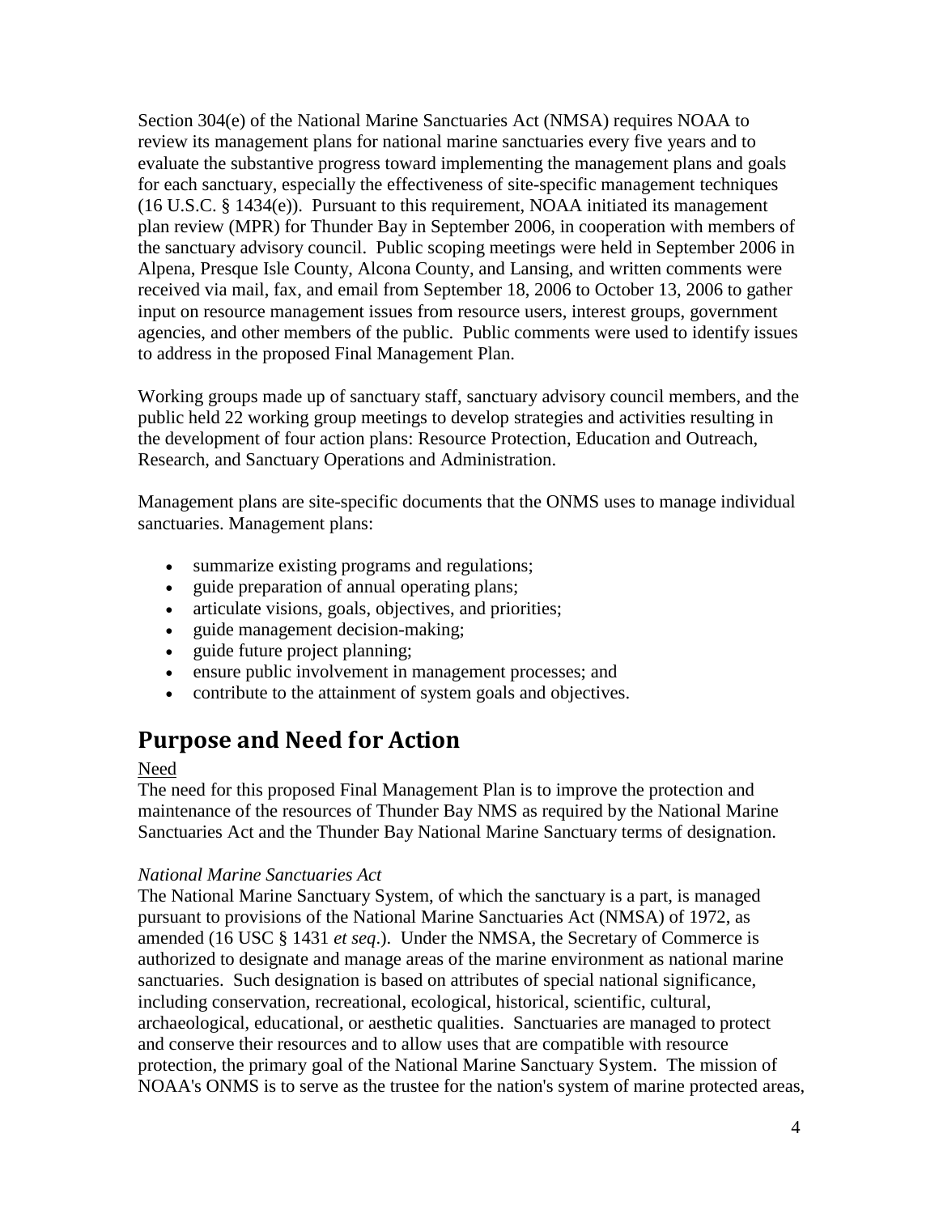Section 304(e) of the National Marine Sanctuaries Act (NMSA) requires NOAA to review its management plans for national marine sanctuaries every five years and to evaluate the substantive progress toward implementing the management plans and goals for each sanctuary, especially the effectiveness of site-specific management techniques (16 U.S.C. § 1434(e)). Pursuant to this requirement, NOAA initiated its management plan review (MPR) for Thunder Bay in September 2006, in cooperation with members of the sanctuary advisory council. Public scoping meetings were held in September 2006 in Alpena, Presque Isle County, Alcona County, and Lansing, and written comments were received via mail, fax, and email from September 18, 2006 to October 13, 2006 to gather input on resource management issues from resource users, interest groups, government agencies, and other members of the public. Public comments were used to identify issues to address in the proposed Final Management Plan.

Working groups made up of sanctuary staff, sanctuary advisory council members, and the public held 22 working group meetings to develop strategies and activities resulting in the development of four action plans: Resource Protection, Education and Outreach, Research, and Sanctuary Operations and Administration.

Management plans are site-specific documents that the ONMS uses to manage individual sanctuaries. Management plans:

- summarize existing programs and regulations;
- guide preparation of annual operating plans;
- articulate visions, goals, objectives, and priorities;
- guide management decision-making;
- guide future project planning;
- ensure public involvement in management processes; and
- contribute to the attainment of system goals and objectives.

## Purpose and Need for Action

Need

The need for this proposed Final Management Plan is to improve the protection and maintenance of the resources of Thunder Bay NMS as required by the National Marine Sanctuaries Act and the Thunder Bay National Marine Sanctuary terms of designation.

*National Marine Sanctuaries Act*

The National Marine Sanctuary System, of which the sanctuary is a part, is managed pursuant to provisions of the National Marine Sanctuaries Act (NMSA) of 1972, as amended (16 USC § 1431 *et seq*.). Under the NMSA, the Secretary of Commerce is authorized to designate and manage areas of the marine environment as national marine sanctuaries. Such designation is based on attributes of special national significance, including conservation, recreational, ecological, historical, scientific, cultural, archaeological, educational, or aesthetic qualities. Sanctuaries are managed to protect and conserve their resources and to allow uses that are compatible with resource protection, the primary goal of the National Marine Sanctuary System. The mission of NOAA's ONMS is to serve as the trustee for the nation's system of marine protected areas,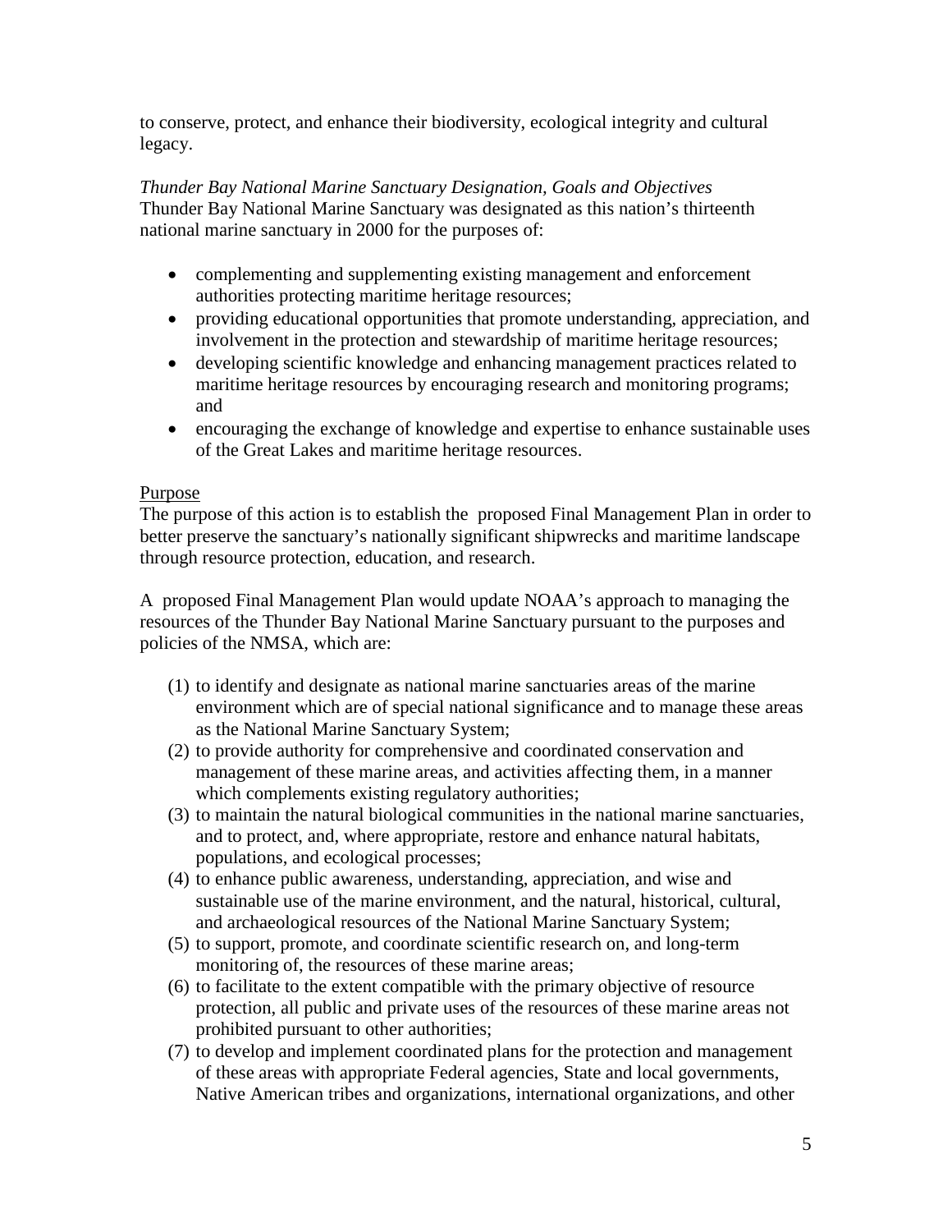to conserve, protect, and enhance their biodiversity, ecological integrity and cultural legacy.

*Thunder Bay National Marine Sanctuary Designation, Goals and Objectives*
Thunder Bay National Marine Sanctuary was designated as this nation's thirteenth national marine sanctuary in 2000 for the purposes of:

- complementing and supplementing existing management and enforcement authorities protecting maritime heritage resources;
- providing educational opportunities that promote understanding, appreciation, and involvement in the protection and stewardship of maritime heritage resources;
- developing scientific knowledge and enhancing management practices related to maritime heritage resources by encouraging research and monitoring programs; and
- encouraging the exchange of knowledge and expertise to enhance sustainable uses of the Great Lakes and maritime heritage resources.

Purpose
The purpose of this action is to establish the proposed Final Management Plan in order to better preserve the sanctuary's nationally significant shipwrecks and maritime landscape through resource protection, education, and research.

A proposed Final Management Plan would update NOAA's approach to managing the resources of the Thunder Bay National Marine Sanctuary pursuant to the purposes and policies of the NMSA, which are:

(1) to identify and designate as national marine sanctuaries areas of the marine environment which are of special national significance and to manage these areas as the National Marine Sanctuary System;
(2) to provide authority for comprehensive and coordinated conservation and management of these marine areas, and activities affecting them, in a manner which complements existing regulatory authorities;
(3) to maintain the natural biological communities in the national marine sanctuaries, and to protect, and, where appropriate, restore and enhance natural habitats, populations, and ecological processes;
(4) to enhance public awareness, understanding, appreciation, and wise and sustainable use of the marine environment, and the natural, historical, cultural, and archaeological resources of the National Marine Sanctuary System;
(5) to support, promote, and coordinate scientific research on, and long-term monitoring of, the resources of these marine areas;
(6) to facilitate to the extent compatible with the primary objective of resource protection, all public and private uses of the resources of these marine areas not prohibited pursuant to other authorities;
(7) to develop and implement coordinated plans for the protection and management of these areas with appropriate Federal agencies, State and local governments, Native American tribes and organizations, international organizations, and other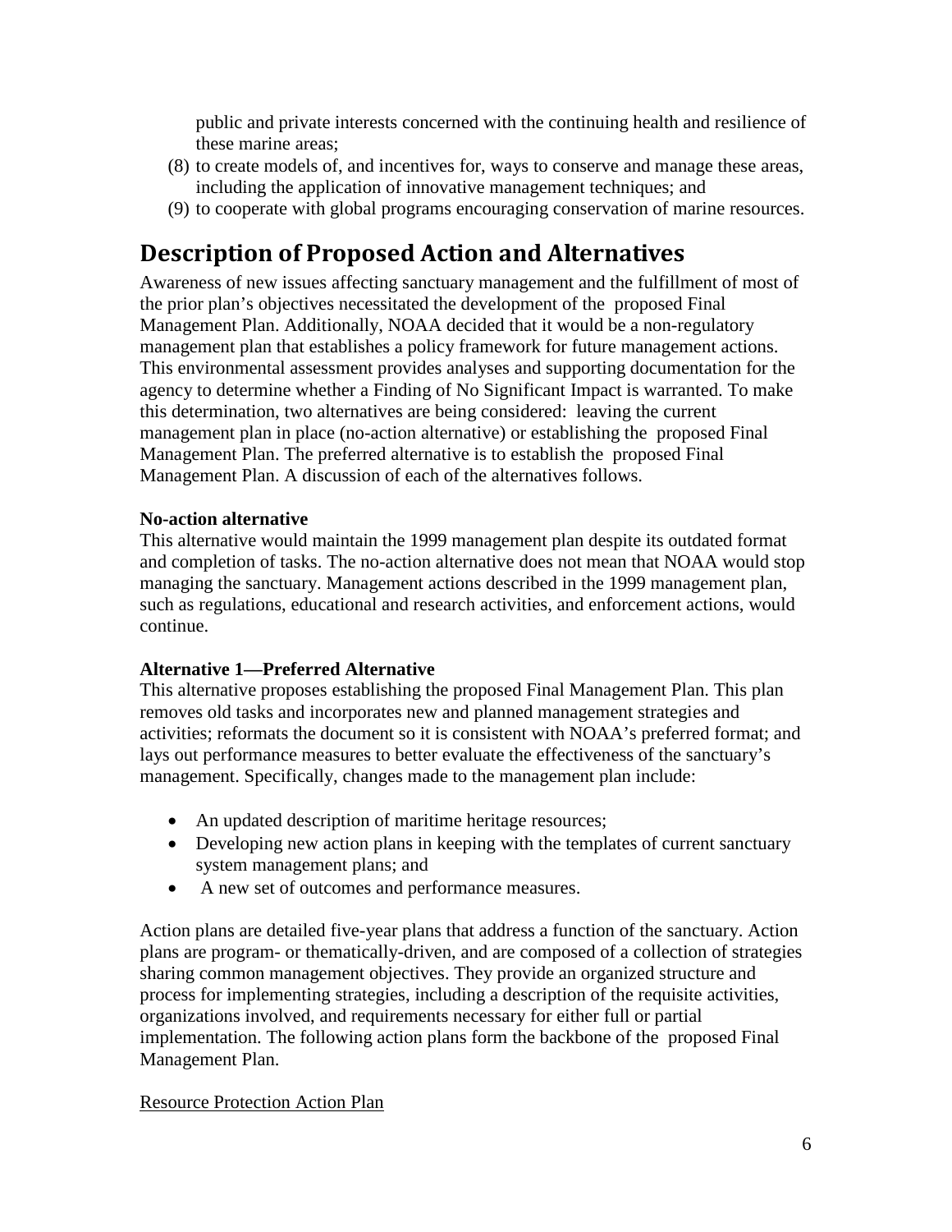public and private interests concerned with the continuing health and resilience of these marine areas;

(8) to create models of, and incentives for, ways to conserve and manage these areas, including the application of innovative management techniques; and

(9) to cooperate with global programs encouraging conservation of marine resources.

## Description of Proposed Action and Alternatives

Awareness of new issues affecting sanctuary management and the fulfillment of most of the prior plan's objectives necessitated the development of the proposed Final Management Plan. Additionally, NOAA decided that it would be a non-regulatory management plan that establishes a policy framework for future management actions. This environmental assessment provides analyses and supporting documentation for the agency to determine whether a Finding of No Significant Impact is warranted. To make this determination, two alternatives are being considered: leaving the current management plan in place (no-action alternative) or establishing the proposed Final Management Plan. The preferred alternative is to establish the proposed Final Management Plan. A discussion of each of the alternatives follows.

**No-action alternative**

This alternative would maintain the 1999 management plan despite its outdated format and completion of tasks. The no-action alternative does not mean that NOAA would stop managing the sanctuary. Management actions described in the 1999 management plan, such as regulations, educational and research activities, and enforcement actions, would continue.

**Alternative 1—Preferred Alternative**

This alternative proposes establishing the proposed Final Management Plan. This plan removes old tasks and incorporates new and planned management strategies and activities; reformats the document so it is consistent with NOAA's preferred format; and lays out performance measures to better evaluate the effectiveness of the sanctuary's management. Specifically, changes made to the management plan include:

- An updated description of maritime heritage resources;
- Developing new action plans in keeping with the templates of current sanctuary system management plans; and
- A new set of outcomes and performance measures.

Action plans are detailed five-year plans that address a function of the sanctuary. Action plans are program- or thematically-driven, and are composed of a collection of strategies sharing common management objectives. They provide an organized structure and process for implementing strategies, including a description of the requisite activities, organizations involved, and requirements necessary for either full or partial implementation. The following action plans form the backbone of the proposed Final Management Plan.

<u>Resource Protection Action Plan</u>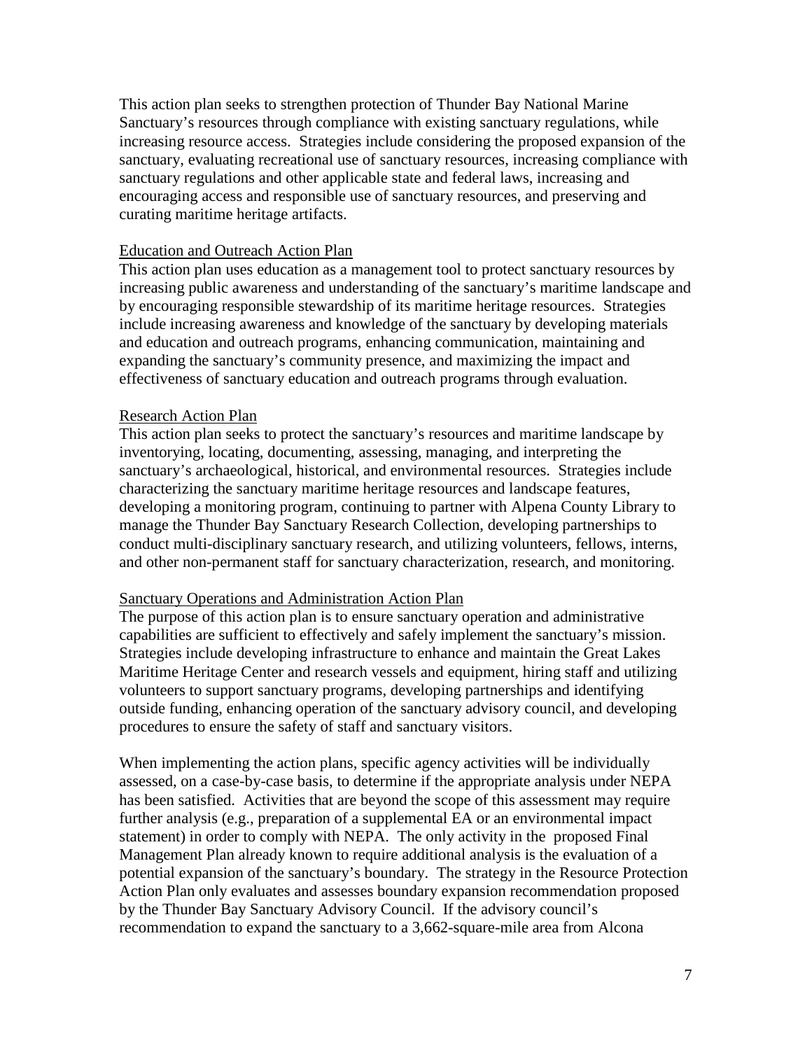This action plan seeks to strengthen protection of Thunder Bay National Marine Sanctuary's resources through compliance with existing sanctuary regulations, while increasing resource access. Strategies include considering the proposed expansion of the sanctuary, evaluating recreational use of sanctuary resources, increasing compliance with sanctuary regulations and other applicable state and federal laws, increasing and encouraging access and responsible use of sanctuary resources, and preserving and curating maritime heritage artifacts.

<u>Education and Outreach Action Plan</u>

This action plan uses education as a management tool to protect sanctuary resources by increasing public awareness and understanding of the sanctuary's maritime landscape and by encouraging responsible stewardship of its maritime heritage resources. Strategies include increasing awareness and knowledge of the sanctuary by developing materials and education and outreach programs, enhancing communication, maintaining and expanding the sanctuary's community presence, and maximizing the impact and effectiveness of sanctuary education and outreach programs through evaluation.

<u>Research Action Plan</u>

This action plan seeks to protect the sanctuary's resources and maritime landscape by inventorying, locating, documenting, assessing, managing, and interpreting the sanctuary's archaeological, historical, and environmental resources. Strategies include characterizing the sanctuary maritime heritage resources and landscape features, developing a monitoring program, continuing to partner with Alpena County Library to manage the Thunder Bay Sanctuary Research Collection, developing partnerships to conduct multi-disciplinary sanctuary research, and utilizing volunteers, fellows, interns, and other non-permanent staff for sanctuary characterization, research, and monitoring.

<u>Sanctuary Operations and Administration Action Plan</u>

The purpose of this action plan is to ensure sanctuary operation and administrative capabilities are sufficient to effectively and safely implement the sanctuary's mission. Strategies include developing infrastructure to enhance and maintain the Great Lakes Maritime Heritage Center and research vessels and equipment, hiring staff and utilizing volunteers to support sanctuary programs, developing partnerships and identifying outside funding, enhancing operation of the sanctuary advisory council, and developing procedures to ensure the safety of staff and sanctuary visitors.

When implementing the action plans, specific agency activities will be individually assessed, on a case-by-case basis, to determine if the appropriate analysis under NEPA has been satisfied. Activities that are beyond the scope of this assessment may require further analysis (e.g., preparation of a supplemental EA or an environmental impact statement) in order to comply with NEPA. The only activity in the proposed Final Management Plan already known to require additional analysis is the evaluation of a potential expansion of the sanctuary's boundary. The strategy in the Resource Protection Action Plan only evaluates and assesses boundary expansion recommendation proposed by the Thunder Bay Sanctuary Advisory Council. If the advisory council's recommendation to expand the sanctuary to a 3,662-square-mile area from Alcona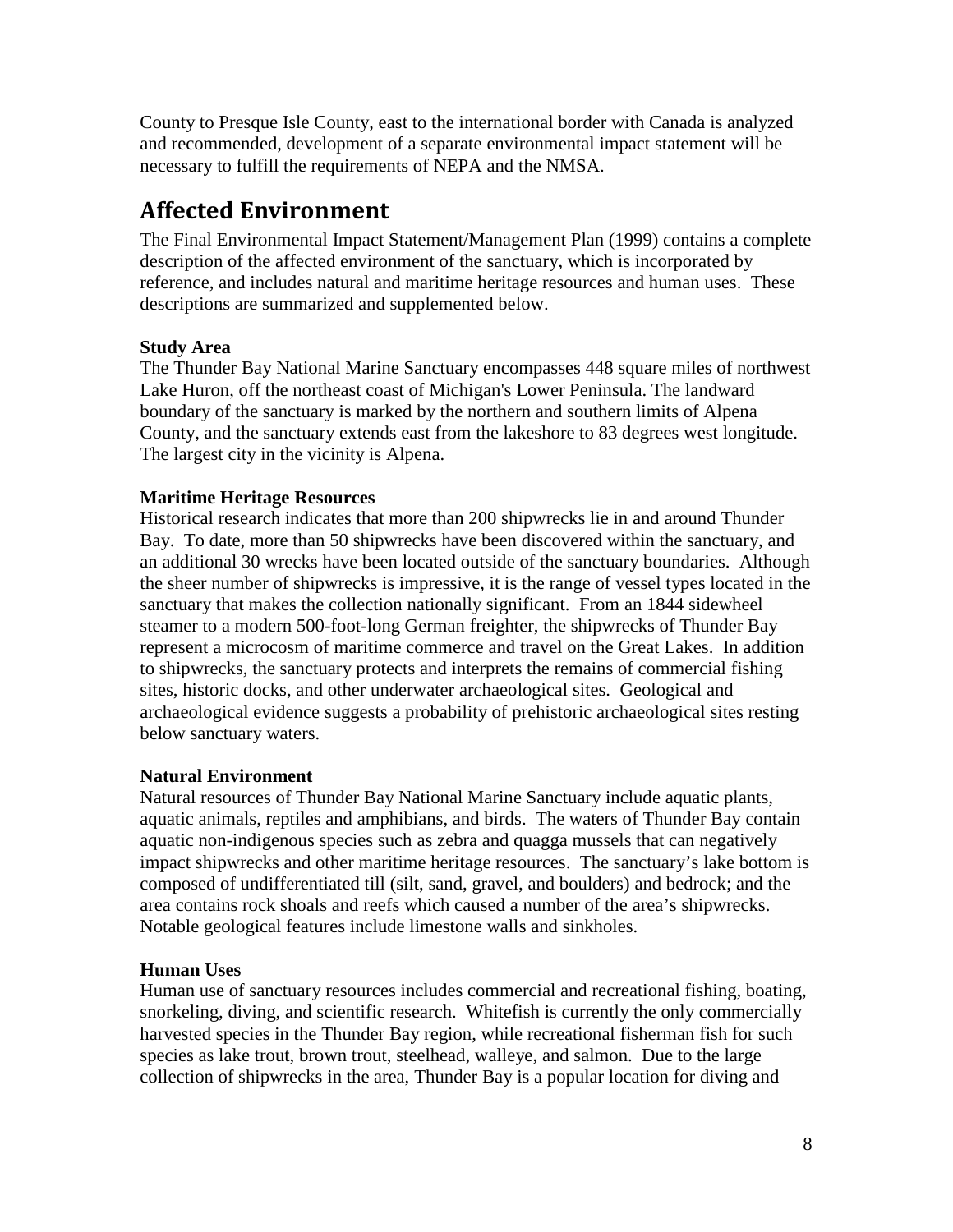County to Presque Isle County, east to the international border with Canada is analyzed and recommended, development of a separate environmental impact statement will be necessary to fulfill the requirements of NEPA and the NMSA.

## Affected Environment

The Final Environmental Impact Statement/Management Plan (1999) contains a complete description of the affected environment of the sanctuary, which is incorporated by reference, and includes natural and maritime heritage resources and human uses. These descriptions are summarized and supplemented below.

**Study Area**

The Thunder Bay National Marine Sanctuary encompasses 448 square miles of northwest Lake Huron, off the northeast coast of Michigan's Lower Peninsula. The landward boundary of the sanctuary is marked by the northern and southern limits of Alpena County, and the sanctuary extends east from the lakeshore to 83 degrees west longitude. The largest city in the vicinity is Alpena.

**Maritime Heritage Resources**

Historical research indicates that more than 200 shipwrecks lie in and around Thunder Bay. To date, more than 50 shipwrecks have been discovered within the sanctuary, and an additional 30 wrecks have been located outside of the sanctuary boundaries. Although the sheer number of shipwrecks is impressive, it is the range of vessel types located in the sanctuary that makes the collection nationally significant. From an 1844 sidewheel steamer to a modern 500-foot-long German freighter, the shipwrecks of Thunder Bay represent a microcosm of maritime commerce and travel on the Great Lakes. In addition to shipwrecks, the sanctuary protects and interprets the remains of commercial fishing sites, historic docks, and other underwater archaeological sites. Geological and archaeological evidence suggests a probability of prehistoric archaeological sites resting below sanctuary waters.

**Natural Environment**

Natural resources of Thunder Bay National Marine Sanctuary include aquatic plants, aquatic animals, reptiles and amphibians, and birds. The waters of Thunder Bay contain aquatic non-indigenous species such as zebra and quagga mussels that can negatively impact shipwrecks and other maritime heritage resources. The sanctuary's lake bottom is composed of undifferentiated till (silt, sand, gravel, and boulders) and bedrock; and the area contains rock shoals and reefs which caused a number of the area's shipwrecks. Notable geological features include limestone walls and sinkholes.

**Human Uses**

Human use of sanctuary resources includes commercial and recreational fishing, boating, snorkeling, diving, and scientific research. Whitefish is currently the only commercially harvested species in the Thunder Bay region, while recreational fisherman fish for such species as lake trout, brown trout, steelhead, walleye, and salmon. Due to the large collection of shipwrecks in the area, Thunder Bay is a popular location for diving and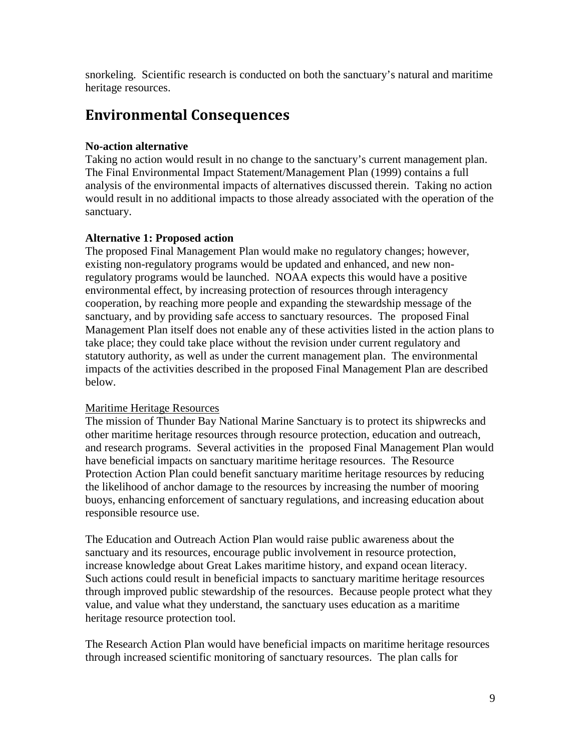snorkeling. Scientific research is conducted on both the sanctuary's natural and maritime heritage resources.

## Environmental Consequences

**No-action alternative**

Taking no action would result in no change to the sanctuary's current management plan. The Final Environmental Impact Statement/Management Plan (1999) contains a full analysis of the environmental impacts of alternatives discussed therein. Taking no action would result in no additional impacts to those already associated with the operation of the sanctuary.

**Alternative 1: Proposed action**

The proposed Final Management Plan would make no regulatory changes; however, existing non-regulatory programs would be updated and enhanced, and new non-regulatory programs would be launched. NOAA expects this would have a positive environmental effect, by increasing protection of resources through interagency cooperation, by reaching more people and expanding the stewardship message of the sanctuary, and by providing safe access to sanctuary resources. The proposed Final Management Plan itself does not enable any of these activities listed in the action plans to take place; they could take place without the revision under current regulatory and statutory authority, as well as under the current management plan. The environmental impacts of the activities described in the proposed Final Management Plan are described below.

<u>Maritime Heritage Resources</u>

The mission of Thunder Bay National Marine Sanctuary is to protect its shipwrecks and other maritime heritage resources through resource protection, education and outreach, and research programs. Several activities in the proposed Final Management Plan would have beneficial impacts on sanctuary maritime heritage resources. The Resource Protection Action Plan could benefit sanctuary maritime heritage resources by reducing the likelihood of anchor damage to the resources by increasing the number of mooring buoys, enhancing enforcement of sanctuary regulations, and increasing education about responsible resource use.

The Education and Outreach Action Plan would raise public awareness about the sanctuary and its resources, encourage public involvement in resource protection, increase knowledge about Great Lakes maritime history, and expand ocean literacy. Such actions could result in beneficial impacts to sanctuary maritime heritage resources through improved public stewardship of the resources. Because people protect what they value, and value what they understand, the sanctuary uses education as a maritime heritage resource protection tool.

The Research Action Plan would have beneficial impacts on maritime heritage resources through increased scientific monitoring of sanctuary resources. The plan calls for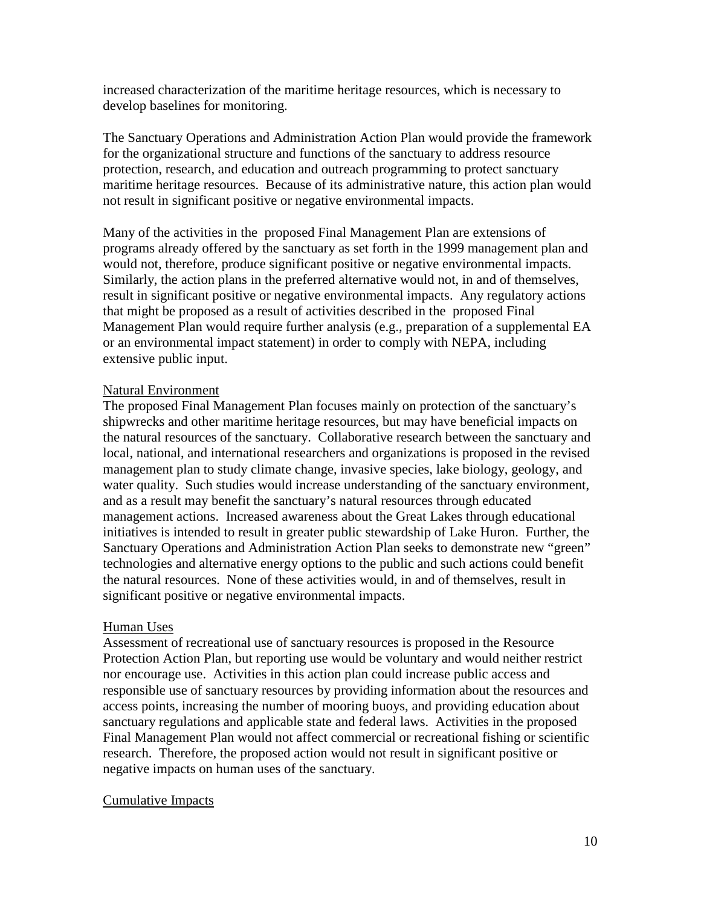increased characterization of the maritime heritage resources, which is necessary to develop baselines for monitoring.

The Sanctuary Operations and Administration Action Plan would provide the framework for the organizational structure and functions of the sanctuary to address resource protection, research, and education and outreach programming to protect sanctuary maritime heritage resources. Because of its administrative nature, this action plan would not result in significant positive or negative environmental impacts.

Many of the activities in the proposed Final Management Plan are extensions of programs already offered by the sanctuary as set forth in the 1999 management plan and would not, therefore, produce significant positive or negative environmental impacts. Similarly, the action plans in the preferred alternative would not, in and of themselves, result in significant positive or negative environmental impacts. Any regulatory actions that might be proposed as a result of activities described in the proposed Final Management Plan would require further analysis (e.g., preparation of a supplemental EA or an environmental impact statement) in order to comply with NEPA, including extensive public input.

Natural Environment

The proposed Final Management Plan focuses mainly on protection of the sanctuary's shipwrecks and other maritime heritage resources, but may have beneficial impacts on the natural resources of the sanctuary. Collaborative research between the sanctuary and local, national, and international researchers and organizations is proposed in the revised management plan to study climate change, invasive species, lake biology, geology, and water quality. Such studies would increase understanding of the sanctuary environment, and as a result may benefit the sanctuary's natural resources through educated management actions. Increased awareness about the Great Lakes through educational initiatives is intended to result in greater public stewardship of Lake Huron. Further, the Sanctuary Operations and Administration Action Plan seeks to demonstrate new "green" technologies and alternative energy options to the public and such actions could benefit the natural resources. None of these activities would, in and of themselves, result in significant positive or negative environmental impacts.

Human Uses

Assessment of recreational use of sanctuary resources is proposed in the Resource Protection Action Plan, but reporting use would be voluntary and would neither restrict nor encourage use. Activities in this action plan could increase public access and responsible use of sanctuary resources by providing information about the resources and access points, increasing the number of mooring buoys, and providing education about sanctuary regulations and applicable state and federal laws. Activities in the proposed Final Management Plan would not affect commercial or recreational fishing or scientific research. Therefore, the proposed action would not result in significant positive or negative impacts on human uses of the sanctuary.

Cumulative Impacts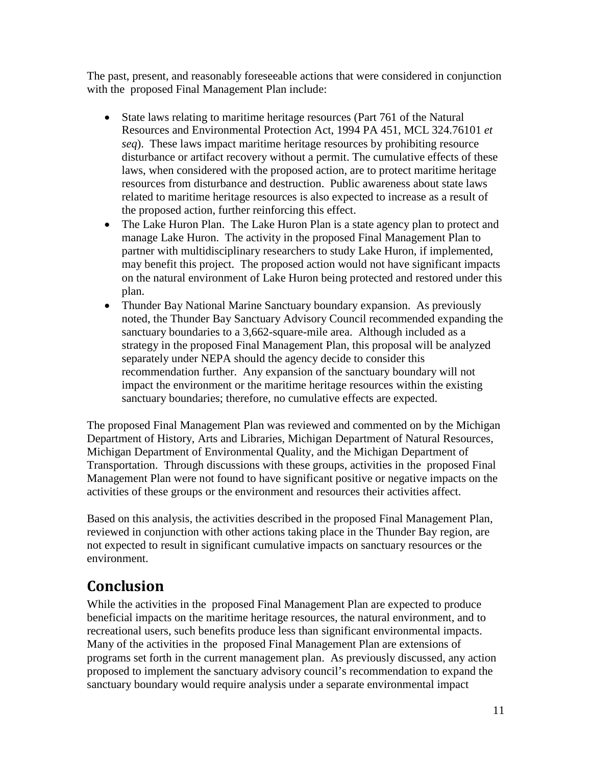The past, present, and reasonably foreseeable actions that were considered in conjunction with the proposed Final Management Plan include:

- State laws relating to maritime heritage resources (Part 761 of the Natural Resources and Environmental Protection Act, 1994 PA 451, MCL 324.76101 *et seq*). These laws impact maritime heritage resources by prohibiting resource disturbance or artifact recovery without a permit. The cumulative effects of these laws, when considered with the proposed action, are to protect maritime heritage resources from disturbance and destruction. Public awareness about state laws related to maritime heritage resources is also expected to increase as a result of the proposed action, further reinforcing this effect.
- The Lake Huron Plan. The Lake Huron Plan is a state agency plan to protect and manage Lake Huron. The activity in the proposed Final Management Plan to partner with multidisciplinary researchers to study Lake Huron, if implemented, may benefit this project. The proposed action would not have significant impacts on the natural environment of Lake Huron being protected and restored under this plan.
- Thunder Bay National Marine Sanctuary boundary expansion. As previously noted, the Thunder Bay Sanctuary Advisory Council recommended expanding the sanctuary boundaries to a 3,662-square-mile area. Although included as a strategy in the proposed Final Management Plan, this proposal will be analyzed separately under NEPA should the agency decide to consider this recommendation further. Any expansion of the sanctuary boundary will not impact the environment or the maritime heritage resources within the existing sanctuary boundaries; therefore, no cumulative effects are expected.

The proposed Final Management Plan was reviewed and commented on by the Michigan Department of History, Arts and Libraries, Michigan Department of Natural Resources, Michigan Department of Environmental Quality, and the Michigan Department of Transportation. Through discussions with these groups, activities in the proposed Final Management Plan were not found to have significant positive or negative impacts on the activities of these groups or the environment and resources their activities affect.

Based on this analysis, the activities described in the proposed Final Management Plan, reviewed in conjunction with other actions taking place in the Thunder Bay region, are not expected to result in significant cumulative impacts on sanctuary resources or the environment.

## Conclusion

While the activities in the proposed Final Management Plan are expected to produce beneficial impacts on the maritime heritage resources, the natural environment, and to recreational users, such benefits produce less than significant environmental impacts. Many of the activities in the proposed Final Management Plan are extensions of programs set forth in the current management plan. As previously discussed, any action proposed to implement the sanctuary advisory council's recommendation to expand the sanctuary boundary would require analysis under a separate environmental impact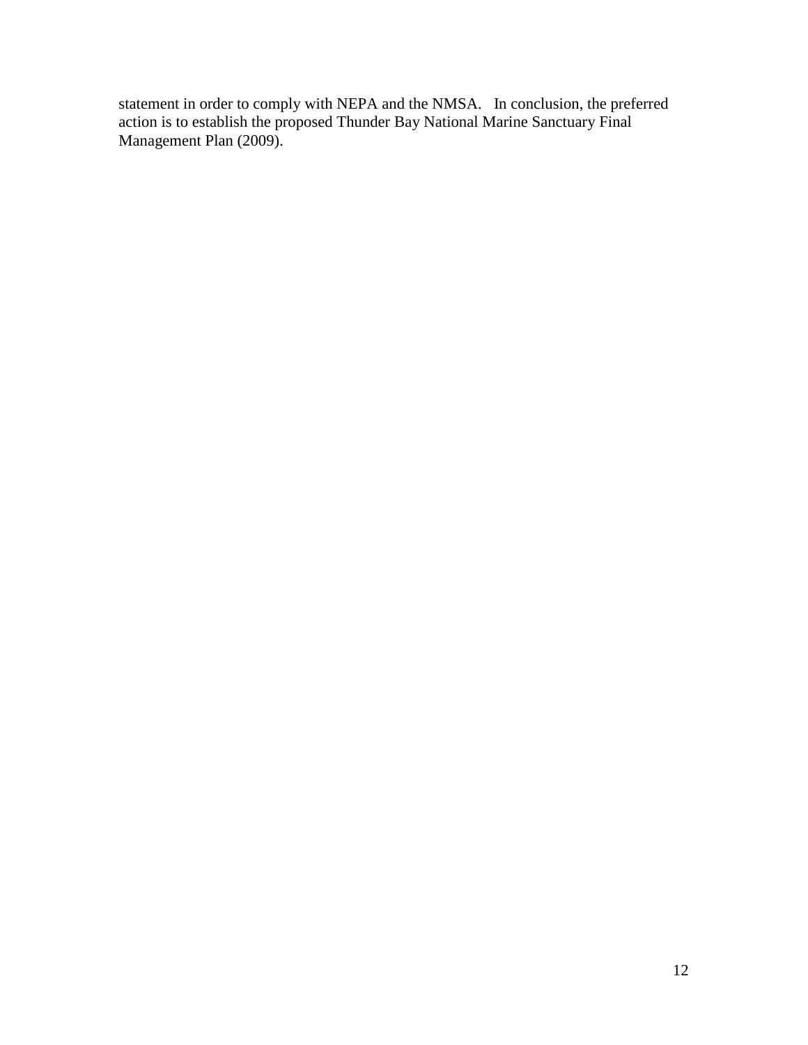statement in order to comply with NEPA and the NMSA. In conclusion, the preferred action is to establish the proposed Thunder Bay National Marine Sanctuary Final Management Plan (2009).